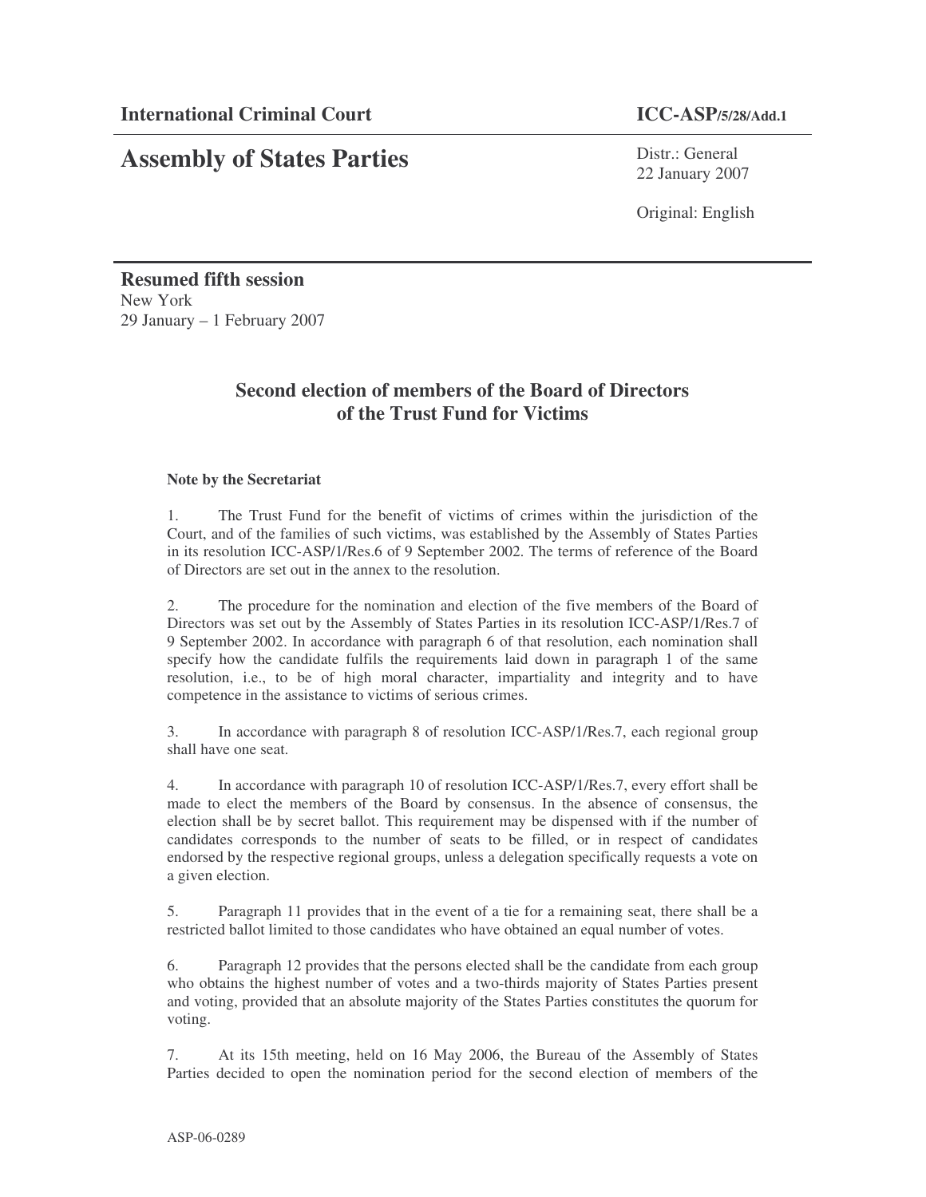**International Criminal Court** **ICC-ASP/5/28/Add.1**

# Assembly of States Parties

Distr.: General
22 January 2007

Original: English

**Resumed fifth session**
New York
29 January – 1 February 2007

## Second election of members of the Board of Directors of the Trust Fund for Victims

**Note by the Secretariat**

1. The Trust Fund for the benefit of victims of crimes within the jurisdiction of the Court, and of the families of such victims, was established by the Assembly of States Parties in its resolution ICC-ASP/1/Res.6 of 9 September 2002. The terms of reference of the Board of Directors are set out in the annex to the resolution.

2. The procedure for the nomination and election of the five members of the Board of Directors was set out by the Assembly of States Parties in its resolution ICC-ASP/1/Res.7 of 9 September 2002. In accordance with paragraph 6 of that resolution, each nomination shall specify how the candidate fulfils the requirements laid down in paragraph 1 of the same resolution, i.e., to be of high moral character, impartiality and integrity and to have competence in the assistance to victims of serious crimes.

3. In accordance with paragraph 8 of resolution ICC-ASP/1/Res.7, each regional group shall have one seat.

4. In accordance with paragraph 10 of resolution ICC-ASP/1/Res.7, every effort shall be made to elect the members of the Board by consensus. In the absence of consensus, the election shall be by secret ballot. This requirement may be dispensed with if the number of candidates corresponds to the number of seats to be filled, or in respect of candidates endorsed by the respective regional groups, unless a delegation specifically requests a vote on a given election.

5. Paragraph 11 provides that in the event of a tie for a remaining seat, there shall be a restricted ballot limited to those candidates who have obtained an equal number of votes.

6. Paragraph 12 provides that the persons elected shall be the candidate from each group who obtains the highest number of votes and a two-thirds majority of States Parties present and voting, provided that an absolute majority of the States Parties constitutes the quorum for voting.

7. At its 15th meeting, held on 16 May 2006, the Bureau of the Assembly of States Parties decided to open the nomination period for the second election of members of the

ASP-06-0289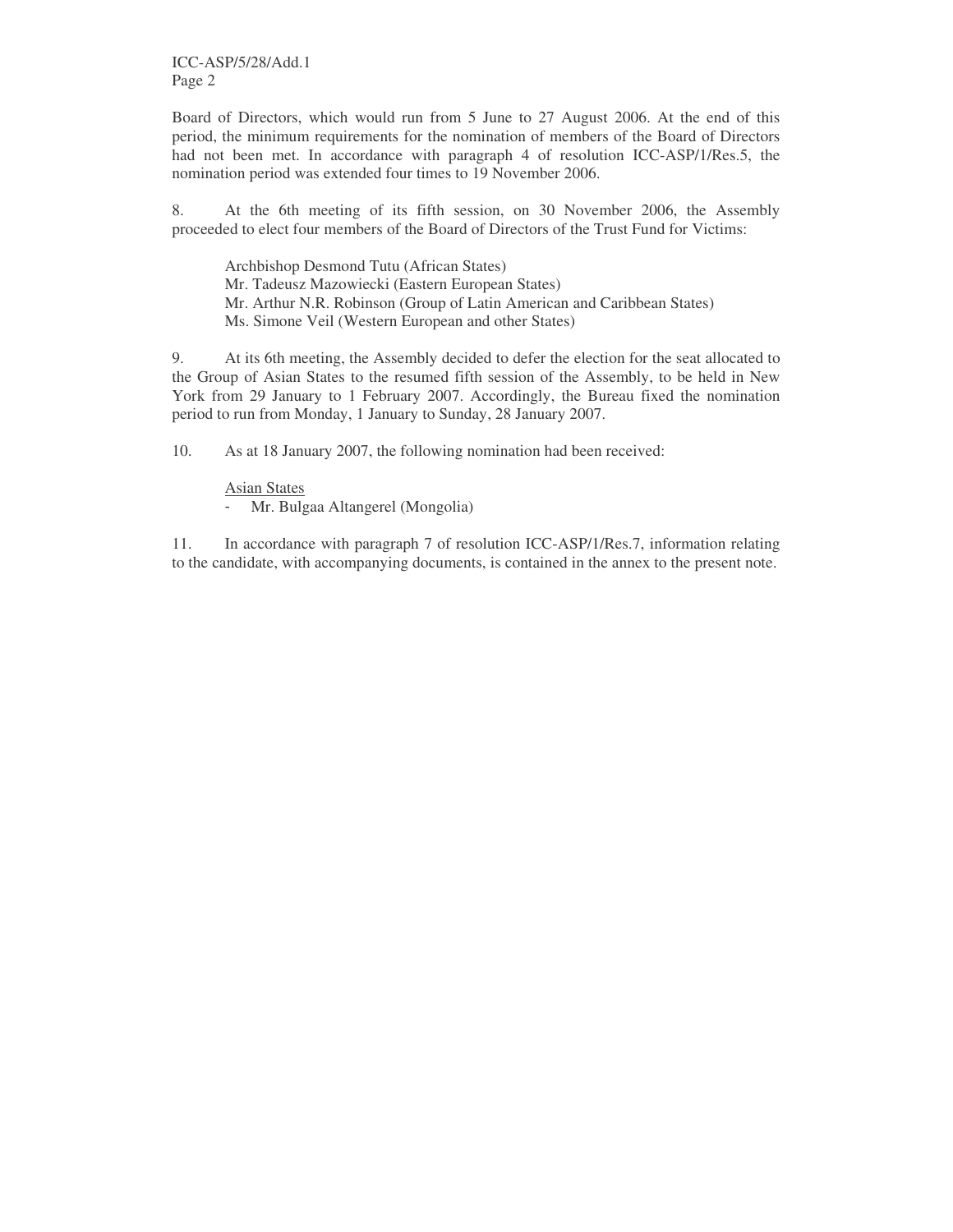Board of Directors, which would run from 5 June to 27 August 2006. At the end of this period, the minimum requirements for the nomination of members of the Board of Directors had not been met. In accordance with paragraph 4 of resolution ICC-ASP/1/Res.5, the nomination period was extended four times to 19 November 2006.

8. At the 6th meeting of its fifth session, on 30 November 2006, the Assembly proceeded to elect four members of the Board of Directors of the Trust Fund for Victims:

Archbishop Desmond Tutu (African States)
Mr. Tadeusz Mazowiecki (Eastern European States)
Mr. Arthur N.R. Robinson (Group of Latin American and Caribbean States)
Ms. Simone Veil (Western European and other States)

9. At its 6th meeting, the Assembly decided to defer the election for the seat allocated to the Group of Asian States to the resumed fifth session of the Assembly, to be held in New York from 29 January to 1 February 2007. Accordingly, the Bureau fixed the nomination period to run from Monday, 1 January to Sunday, 28 January 2007.

10. As at 18 January 2007, the following nomination had been received:

Asian States

- Mr. Bulgaa Altangerel (Mongolia)

11. In accordance with paragraph 7 of resolution ICC-ASP/1/Res.7, information relating to the candidate, with accompanying documents, is contained in the annex to the present note.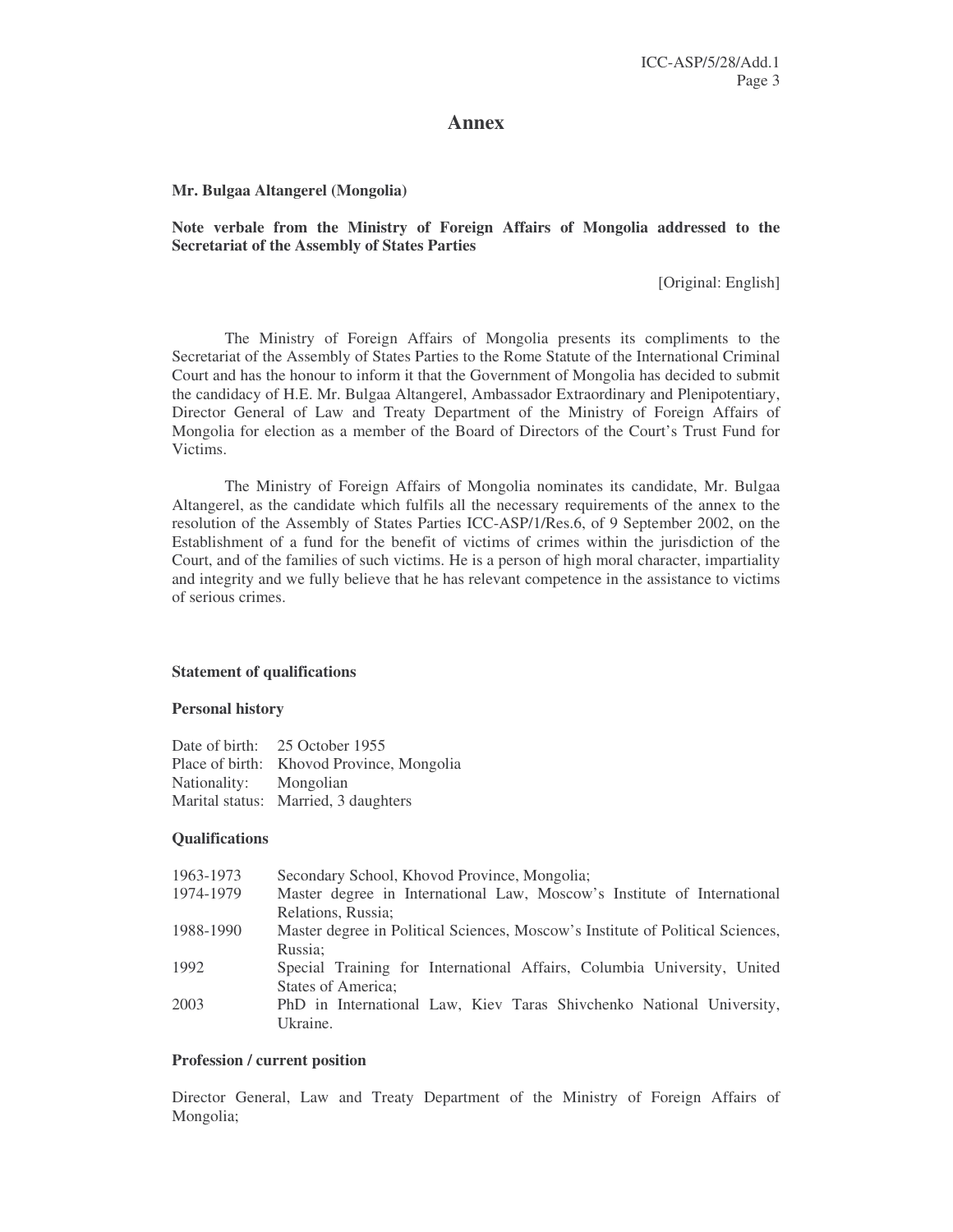# Annex

**Mr. Bulgaa Altangerel (Mongolia)**

**Note verbale from the Ministry of Foreign Affairs of Mongolia addressed to the Secretariat of the Assembly of States Parties**

[Original: English]

The Ministry of Foreign Affairs of Mongolia presents its compliments to the Secretariat of the Assembly of States Parties to the Rome Statute of the International Criminal Court and has the honour to inform it that the Government of Mongolia has decided to submit the candidacy of H.E. Mr. Bulgaa Altangerel, Ambassador Extraordinary and Plenipotentiary, Director General of Law and Treaty Department of the Ministry of Foreign Affairs of Mongolia for election as a member of the Board of Directors of the Court's Trust Fund for Victims.

The Ministry of Foreign Affairs of Mongolia nominates its candidate, Mr. Bulgaa Altangerel, as the candidate which fulfils all the necessary requirements of the annex to the resolution of the Assembly of States Parties ICC-ASP/1/Res.6, of 9 September 2002, on the Establishment of a fund for the benefit of victims of crimes within the jurisdiction of the Court, and of the families of such victims. He is a person of high moral character, impartiality and integrity and we fully believe that he has relevant competence in the assistance to victims of serious crimes.

**Statement of qualifications**

**Personal history**

Date of birth: 25 October 1955
Place of birth: Khovod Province, Mongolia
Nationality: Mongolian
Marital status: Married, 3 daughters

**Qualifications**

| | |
|---|---|
| 1963-1973 | Secondary School, Khovod Province, Mongolia; |
| 1974-1979 | Master degree in International Law, Moscow's Institute of International Relations, Russia; |
| 1988-1990 | Master degree in Political Sciences, Moscow's Institute of Political Sciences, Russia; |
| 1992 | Special Training for International Affairs, Columbia University, United States of America; |
| 2003 | PhD in International Law, Kiev Taras Shivchenko National University, Ukraine. |

**Profession / current position**

Director General, Law and Treaty Department of the Ministry of Foreign Affairs of Mongolia;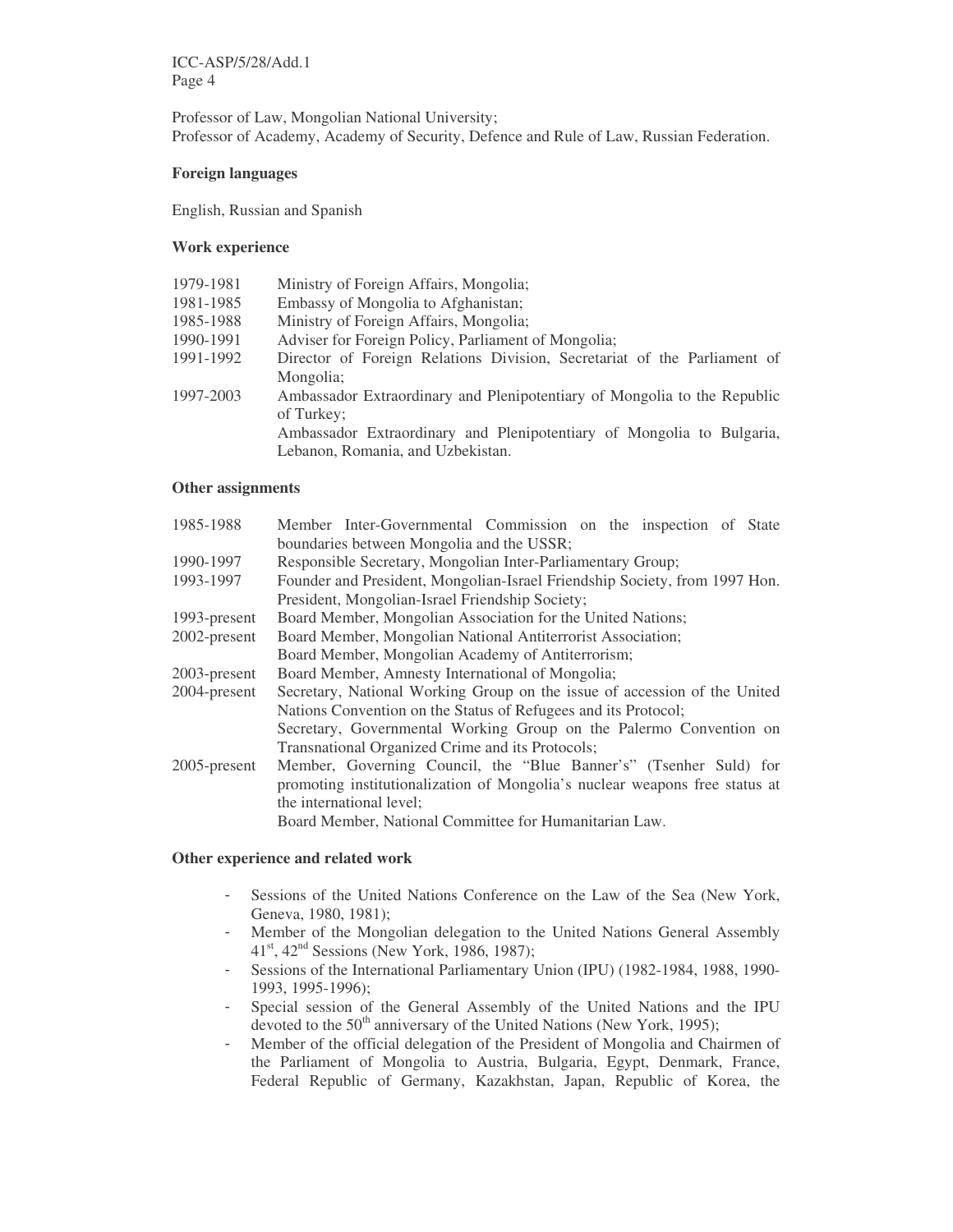Professor of Law, Mongolian National University;
Professor of Academy, Academy of Security, Defence and Rule of Law, Russian Federation.

**Foreign languages**

English, Russian and Spanish

**Work experience**

| | |
|---|---|
| 1979-1981 | Ministry of Foreign Affairs, Mongolia; |
| 1981-1985 | Embassy of Mongolia to Afghanistan; |
| 1985-1988 | Ministry of Foreign Affairs, Mongolia; |
| 1990-1991 | Adviser for Foreign Policy, Parliament of Mongolia; |
| 1991-1992 | Director of Foreign Relations Division, Secretariat of the Parliament of Mongolia; |
| 1997-2003 | Ambassador Extraordinary and Plenipotentiary of Mongolia to the Republic of Turkey; |
| | Ambassador Extraordinary and Plenipotentiary of Mongolia to Bulgaria, Lebanon, Romania, and Uzbekistan. |

**Other assignments**

| | |
|---|---|
| 1985-1988 | Member Inter-Governmental Commission on the inspection of State boundaries between Mongolia and the USSR; |
| 1990-1997 | Responsible Secretary, Mongolian Inter-Parliamentary Group; |
| 1993-1997 | Founder and President, Mongolian-Israel Friendship Society, from 1997 Hon. President, Mongolian-Israel Friendship Society; |
| 1993-present | Board Member, Mongolian Association for the United Nations; |
| 2002-present | Board Member, Mongolian National Antiterrorist Association; |
| | Board Member, Mongolian Academy of Antiterrorism; |
| 2003-present | Board Member, Amnesty International of Mongolia; |
| 2004-present | Secretary, National Working Group on the issue of accession of the United Nations Convention on the Status of Refugees and its Protocol; |
| | Secretary, Governmental Working Group on the Palermo Convention on Transnational Organized Crime and its Protocols; |
| 2005-present | Member, Governing Council, the "Blue Banner's" (Tsenher Suld) for promoting institutionalization of Mongolia's nuclear weapons free status at the international level; |
| | Board Member, National Committee for Humanitarian Law. |

**Other experience and related work**

- Sessions of the United Nations Conference on the Law of the Sea (New York, Geneva, 1980, 1981);
- Member of the Mongolian delegation to the United Nations General Assembly 41st, 42nd Sessions (New York, 1986, 1987);
- Sessions of the International Parliamentary Union (IPU) (1982-1984, 1988, 1990-1993, 1995-1996);
- Special session of the General Assembly of the United Nations and the IPU devoted to the 50th anniversary of the United Nations (New York, 1995);
- Member of the official delegation of the President of Mongolia and Chairmen of the Parliament of Mongolia to Austria, Bulgaria, Egypt, Denmark, France, Federal Republic of Germany, Kazakhstan, Japan, Republic of Korea, the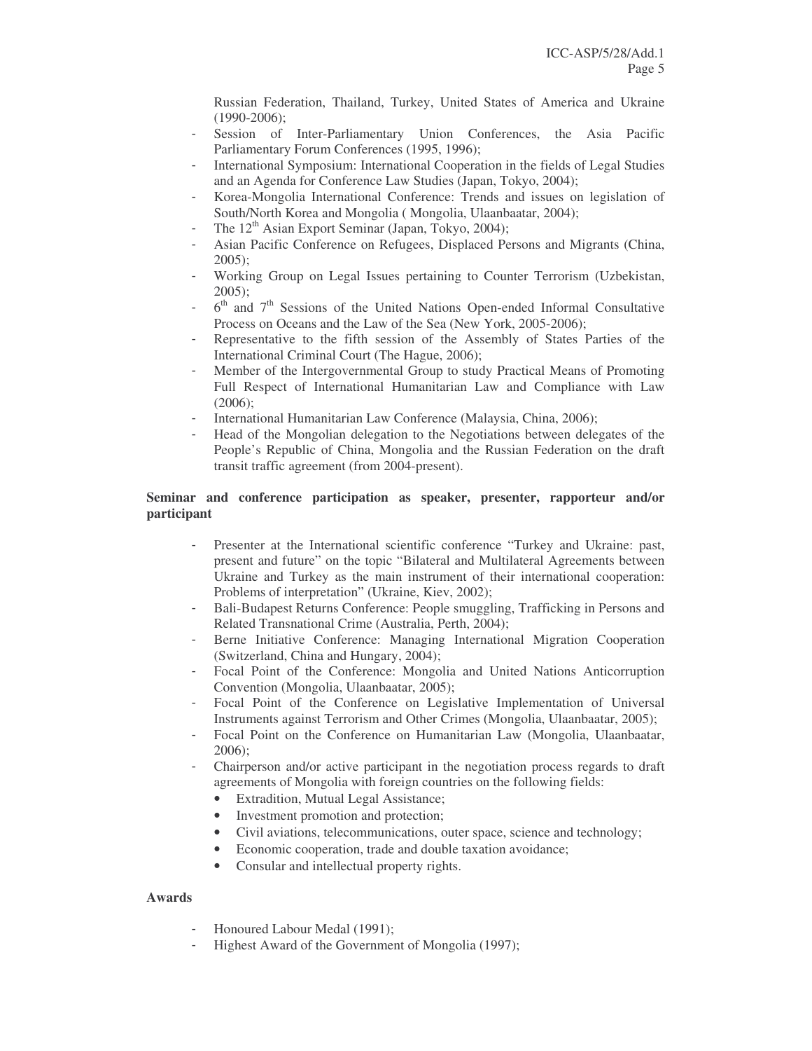Russian Federation, Thailand, Turkey, United States of America and Ukraine (1990-2006);

- Session of Inter-Parliamentary Union Conferences, the Asia Pacific Parliamentary Forum Conferences (1995, 1996);
- International Symposium: International Cooperation in the fields of Legal Studies and an Agenda for Conference Law Studies (Japan, Tokyo, 2004);
- Korea-Mongolia International Conference: Trends and issues on legislation of South/North Korea and Mongolia ( Mongolia, Ulaanbaatar, 2004);
- The 12th Asian Export Seminar (Japan, Tokyo, 2004);
- Asian Pacific Conference on Refugees, Displaced Persons and Migrants (China, 2005);
- Working Group on Legal Issues pertaining to Counter Terrorism (Uzbekistan, 2005);
- 6th and 7th Sessions of the United Nations Open-ended Informal Consultative Process on Oceans and the Law of the Sea (New York, 2005-2006);
- Representative to the fifth session of the Assembly of States Parties of the International Criminal Court (The Hague, 2006);
- Member of the Intergovernmental Group to study Practical Means of Promoting Full Respect of International Humanitarian Law and Compliance with Law (2006);
- International Humanitarian Law Conference (Malaysia, China, 2006);
- Head of the Mongolian delegation to the Negotiations between delegates of the People's Republic of China, Mongolia and the Russian Federation on the draft transit traffic agreement (from 2004-present).

**Seminar and conference participation as speaker, presenter, rapporteur and/or participant**

- Presenter at the International scientific conference "Turkey and Ukraine: past, present and future" on the topic "Bilateral and Multilateral Agreements between Ukraine and Turkey as the main instrument of their international cooperation: Problems of interpretation" (Ukraine, Kiev, 2002);
- Bali-Budapest Returns Conference: People smuggling, Trafficking in Persons and Related Transnational Crime (Australia, Perth, 2004);
- Berne Initiative Conference: Managing International Migration Cooperation (Switzerland, China and Hungary, 2004);
- Focal Point of the Conference: Mongolia and United Nations Anticorruption Convention (Mongolia, Ulaanbaatar, 2005);
- Focal Point of the Conference on Legislative Implementation of Universal Instruments against Terrorism and Other Crimes (Mongolia, Ulaanbaatar, 2005);
- Focal Point on the Conference on Humanitarian Law (Mongolia, Ulaanbaatar, 2006);
- Chairperson and/or active participant in the negotiation process regards to draft agreements of Mongolia with foreign countries on the following fields:
    - Extradition, Mutual Legal Assistance;
    - Investment promotion and protection;
    - Civil aviations, telecommunications, outer space, science and technology;
    - Economic cooperation, trade and double taxation avoidance;
    - Consular and intellectual property rights.

**Awards**

- Honoured Labour Medal (1991);
- Highest Award of the Government of Mongolia (1997);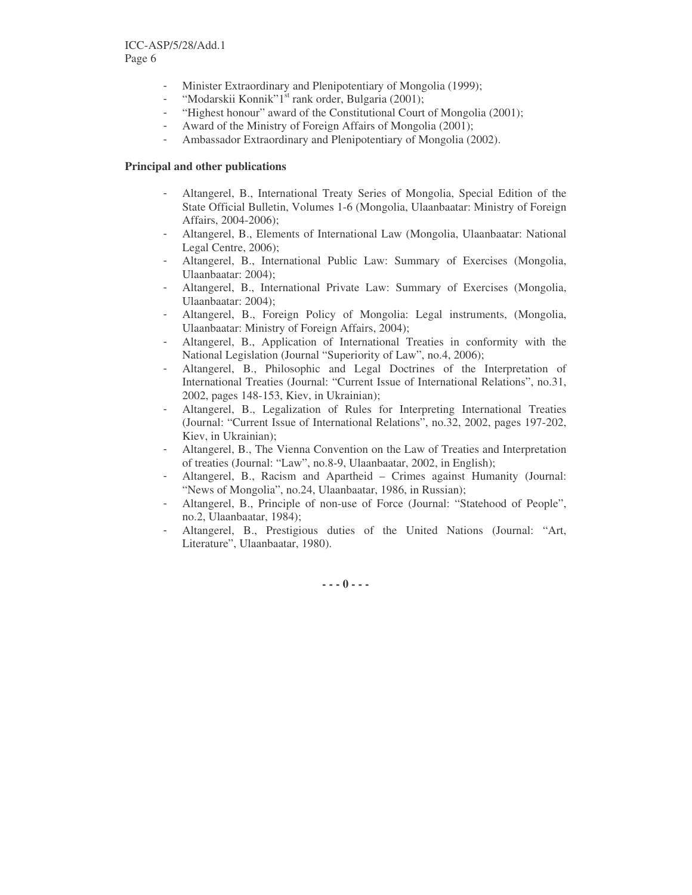- Minister Extraordinary and Plenipotentiary of Mongolia (1999);
- "Modarskii Konnik" 1st rank order, Bulgaria (2001);
- "Highest honour" award of the Constitutional Court of Mongolia (2001);
- Award of the Ministry of Foreign Affairs of Mongolia (2001);
- Ambassador Extraordinary and Plenipotentiary of Mongolia (2002).

**Principal and other publications**

- Altangerel, B., International Treaty Series of Mongolia, Special Edition of the State Official Bulletin, Volumes 1-6 (Mongolia, Ulaanbaatar: Ministry of Foreign Affairs, 2004-2006);
- Altangerel, B., Elements of International Law (Mongolia, Ulaanbaatar: National Legal Centre, 2006);
- Altangerel, B., International Public Law: Summary of Exercises (Mongolia, Ulaanbaatar: 2004);
- Altangerel, B., International Private Law: Summary of Exercises (Mongolia, Ulaanbaatar: 2004);
- Altangerel, B., Foreign Policy of Mongolia: Legal instruments, (Mongolia, Ulaanbaatar: Ministry of Foreign Affairs, 2004);
- Altangerel, B., Application of International Treaties in conformity with the National Legislation (Journal "Superiority of Law", no.4, 2006);
- Altangerel, B., Philosophic and Legal Doctrines of the Interpretation of International Treaties (Journal: "Current Issue of International Relations", no.31, 2002, pages 148-153, Kiev, in Ukrainian);
- Altangerel, B., Legalization of Rules for Interpreting International Treaties (Journal: "Current Issue of International Relations", no.32, 2002, pages 197-202, Kiev, in Ukrainian);
- Altangerel, B., The Vienna Convention on the Law of Treaties and Interpretation of treaties (Journal: "Law", no.8-9, Ulaanbaatar, 2002, in English);
- Altangerel, B., Racism and Apartheid – Crimes against Humanity (Journal: "News of Mongolia", no.24, Ulaanbaatar, 1986, in Russian);
- Altangerel, B., Principle of non-use of Force (Journal: "Statehood of People", no.2, Ulaanbaatar, 1984);
- Altangerel, B., Prestigious duties of the United Nations (Journal: "Art, Literature", Ulaanbaatar, 1980).

**- - - 0 - - -**